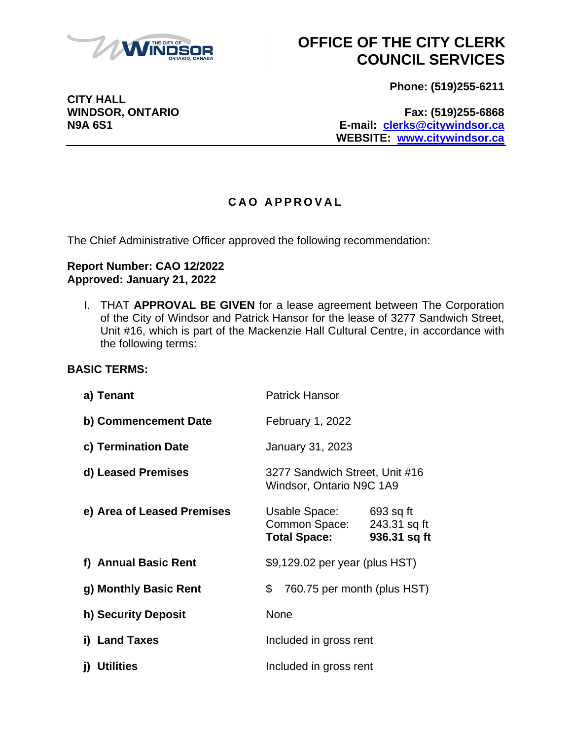# OFFICE OF THE CITY CLERK COUNCIL SERVICES

**CITY HALL**
**WINDSOR, ONTARIO**
**N9A 6S1**

**Phone: (519)255-6211**

**Fax: (519)255-6868**
**E-mail: clerks@citywindsor.ca**
**WEBSITE: www.citywindsor.ca**

## C A O   A P P R O V A L

The Chief Administrative Officer approved the following recommendation:

**Report Number: CAO 12/2022**
**Approved: January 21, 2022**

I. THAT **APPROVAL BE GIVEN** for a lease agreement between The Corporation of the City of Windsor and Patrick Hansor for the lease of 3277 Sandwich Street, Unit #16, which is part of the Mackenzie Hall Cultural Centre, in accordance with the following terms:

**BASIC TERMS:**

| | |
|---|---|
| **a) Tenant** | Patrick Hansor |
| **b) Commencement Date** | February 1, 2022 |
| **c) Termination Date** | January 31, 2023 |
| **d) Leased Premises** | 3277 Sandwich Street, Unit #16<br>Windsor, Ontario N9C 1A9 |
| **e) Area of Leased Premises** | Usable Space: 693 sq ft<br>Common Space: 243.31 sq ft<br>**Total Space: 936.31 sq ft** |
| **f) Annual Basic Rent** | $9,129.02 per year (plus HST) |
| **g) Monthly Basic Rent** | $ 760.75 per month (plus HST) |
| **h) Security Deposit** | None |
| **i) Land Taxes** | Included in gross rent |
| **j) Utilities** | Included in gross rent |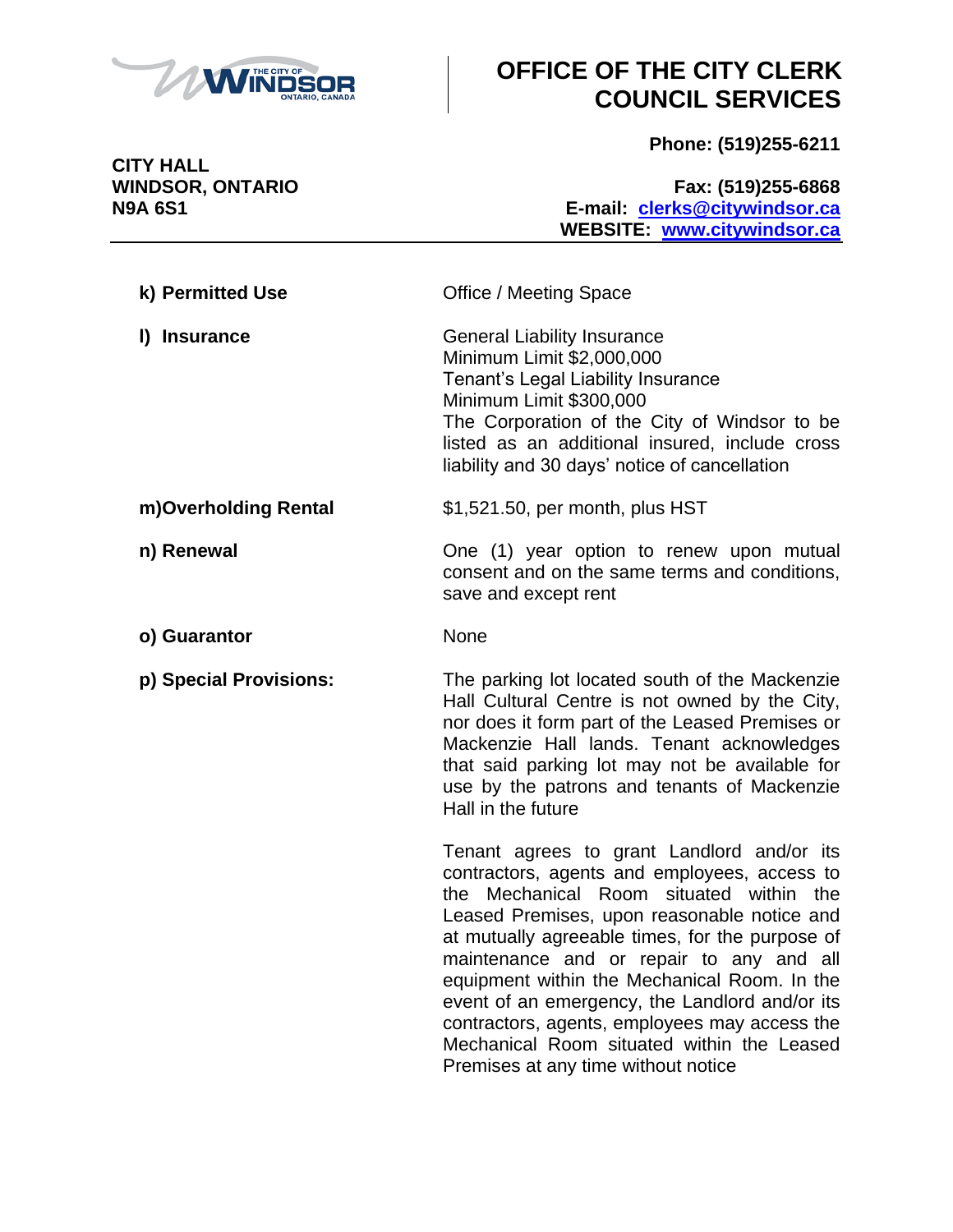| | |
|---|---|
| **k) Permitted Use** | Office / Meeting Space |
| **l) Insurance** | General Liability Insurance<br>Minimum Limit $2,000,000<br>Tenant's Legal Liability Insurance<br>Minimum Limit $300,000<br>The Corporation of the City of Windsor to be listed as an additional insured, include cross liability and 30 days' notice of cancellation |
| **m)Overholding Rental** | $1,521.50, per month, plus HST |
| **n) Renewal** | One (1) year option to renew upon mutual consent and on the same terms and conditions, save and except rent |
| **o) Guarantor** | None |
| **p) Special Provisions:** | The parking lot located south of the Mackenzie Hall Cultural Centre is not owned by the City, nor does it form part of the Leased Premises or Mackenzie Hall lands. Tenant acknowledges that said parking lot may not be available for use by the patrons and tenants of Mackenzie Hall in the future<br><br>Tenant agrees to grant Landlord and/or its contractors, agents and employees, access to the Mechanical Room situated within the Leased Premises, upon reasonable notice and at mutually agreeable times, for the purpose of maintenance and or repair to any and all equipment within the Mechanical Room. In the event of an emergency, the Landlord and/or its contractors, agents, employees may access the Mechanical Room situated within the Leased Premises at any time without notice |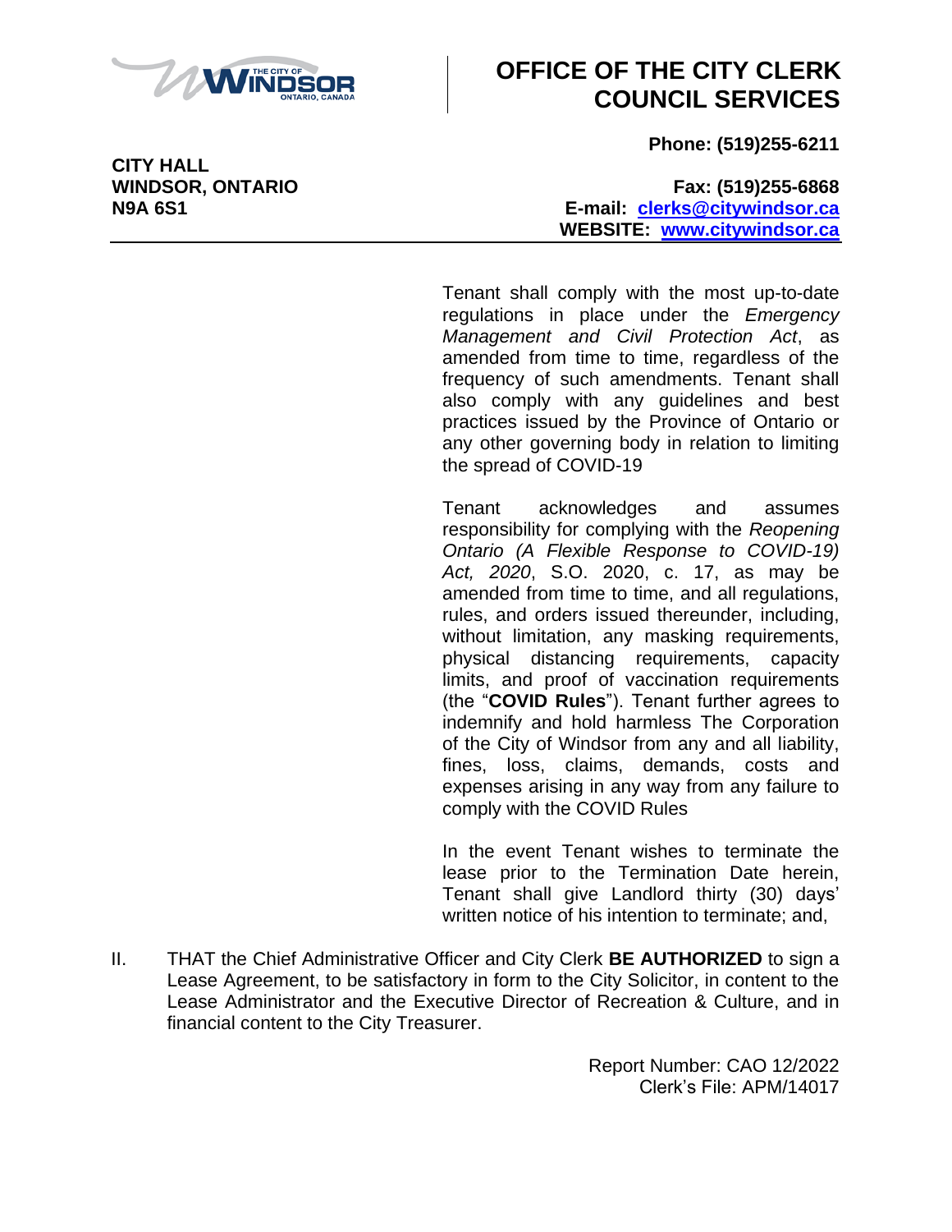# OFFICE OF THE CITY CLERK COUNCIL SERVICES

**CITY HALL**
**WINDSOR, ONTARIO**
**N9A 6S1**

**Phone: (519)255-6211**

**Fax: (519)255-6868**
**E-mail: clerks@citywindsor.ca**
**WEBSITE: www.citywindsor.ca**

---

Tenant shall comply with the most up-to-date regulations in place under the *Emergency Management and Civil Protection Act*, as amended from time to time, regardless of the frequency of such amendments. Tenant shall also comply with any guidelines and best practices issued by the Province of Ontario or any other governing body in relation to limiting the spread of COVID-19

Tenant acknowledges and assumes responsibility for complying with the *Reopening Ontario (A Flexible Response to COVID-19) Act, 2020*, S.O. 2020, c. 17, as may be amended from time to time, and all regulations, rules, and orders issued thereunder, including, without limitation, any masking requirements, physical distancing requirements, capacity limits, and proof of vaccination requirements (the "**COVID Rules**"). Tenant further agrees to indemnify and hold harmless The Corporation of the City of Windsor from any and all liability, fines, loss, claims, demands, costs and expenses arising in any way from any failure to comply with the COVID Rules

In the event Tenant wishes to terminate the lease prior to the Termination Date herein, Tenant shall give Landlord thirty (30) days' written notice of his intention to terminate; and,

II. THAT the Chief Administrative Officer and City Clerk **BE AUTHORIZED** to sign a Lease Agreement, to be satisfactory in form to the City Solicitor, in content to the Lease Administrator and the Executive Director of Recreation & Culture, and in financial content to the City Treasurer.

Report Number: CAO 12/2022
Clerk's File: APM/14017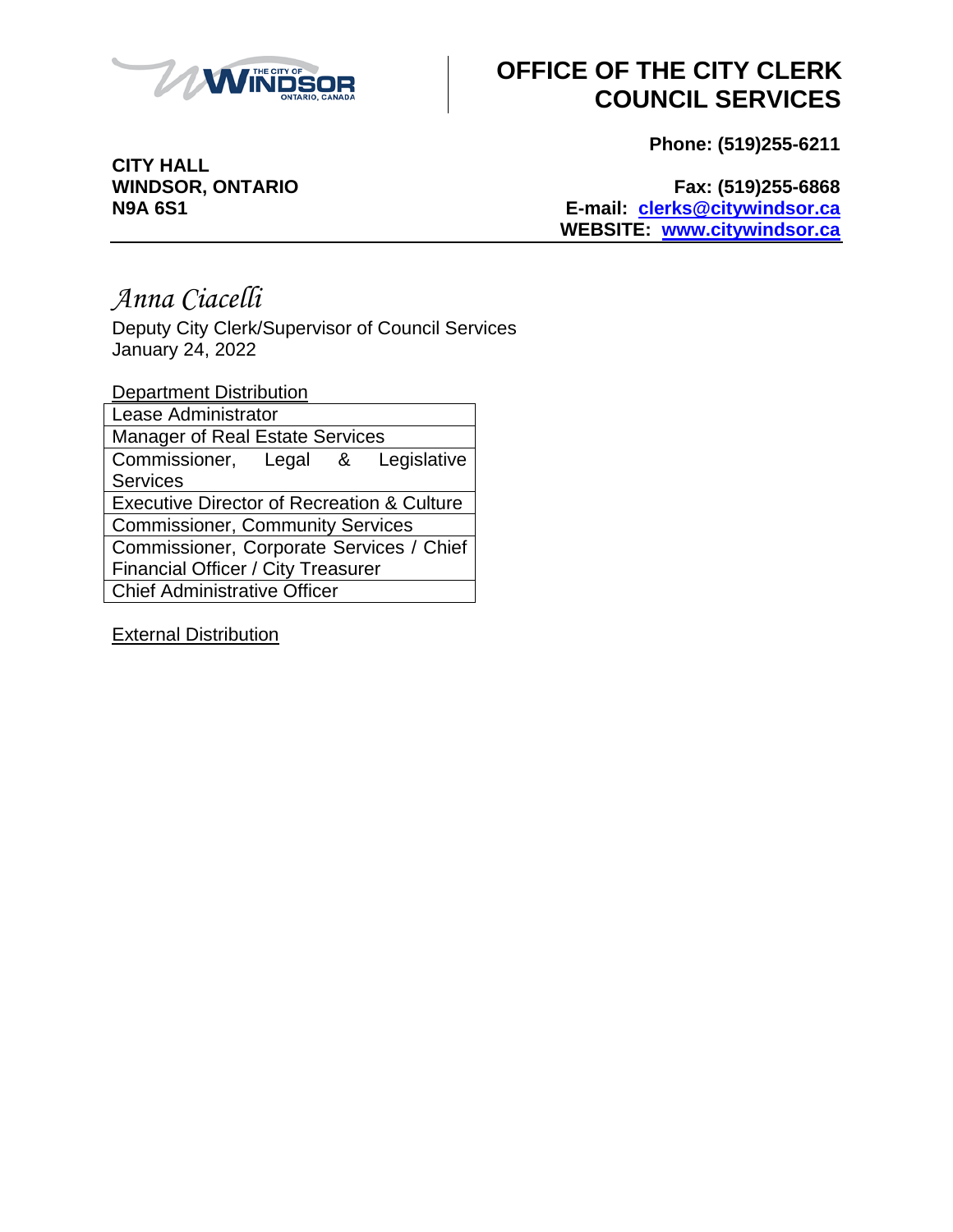# OFFICE OF THE CITY CLERK COUNCIL SERVICES

**Phone: (519)255-6211**

**CITY HALL**
**WINDSOR, ONTARIO**
**N9A 6S1**

**Fax: (519)255-6868**
**E-mail: clerks@citywindsor.ca**
**WEBSITE: www.citywindsor.ca**

*Anna Ciacelli*

Deputy City Clerk/Supervisor of Council Services
January 24, 2022

Department Distribution

| |
|---|
| Lease Administrator |
| Manager of Real Estate Services |
| Commissioner, Legal & Legislative Services |
| Executive Director of Recreation & Culture |
| Commissioner, Community Services |
| Commissioner, Corporate Services / Chief Financial Officer / City Treasurer |
| Chief Administrative Officer |

External Distribution